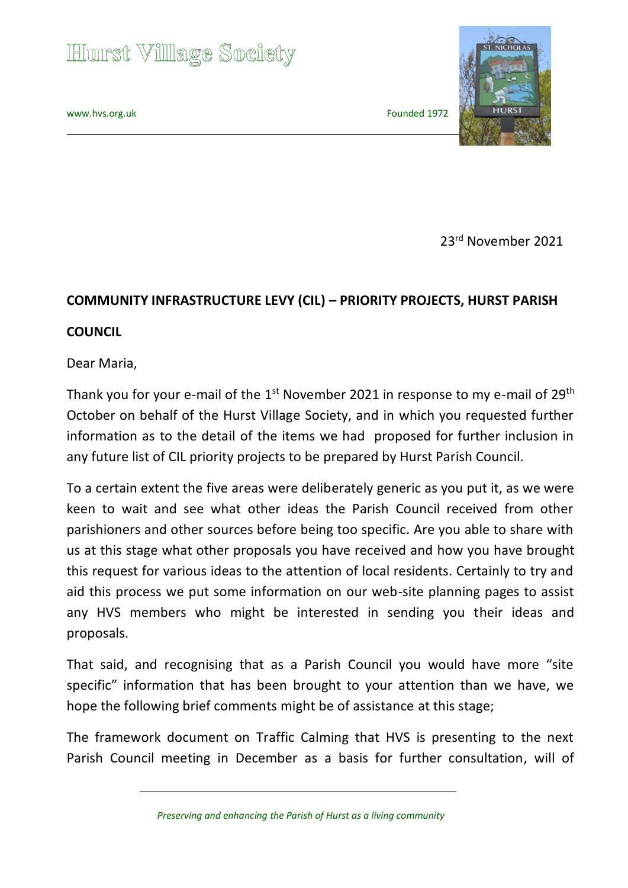# Hurst Village Society

www.hvs.org.uk Founded 1972

23rd November 2021

**COMMUNITY INFRASTRUCTURE LEVY (CIL) – PRIORITY PROJECTS, HURST PARISH COUNCIL**

Dear Maria,

Thank you for your e-mail of the 1st November 2021 in response to my e-mail of 29th October on behalf of the Hurst Village Society, and in which you requested further information as to the detail of the items we had proposed for further inclusion in any future list of CIL priority projects to be prepared by Hurst Parish Council.

To a certain extent the five areas were deliberately generic as you put it, as we were keen to wait and see what other ideas the Parish Council received from other parishioners and other sources before being too specific. Are you able to share with us at this stage what other proposals you have received and how you have brought this request for various ideas to the attention of local residents. Certainly to try and aid this process we put some information on our web-site planning pages to assist any HVS members who might be interested in sending you their ideas and proposals.

That said, and recognising that as a Parish Council you would have more "site specific" information that has been brought to your attention than we have, we hope the following brief comments might be of assistance at this stage;

The framework document on Traffic Calming that HVS is presenting to the next Parish Council meeting in December as a basis for further consultation, will of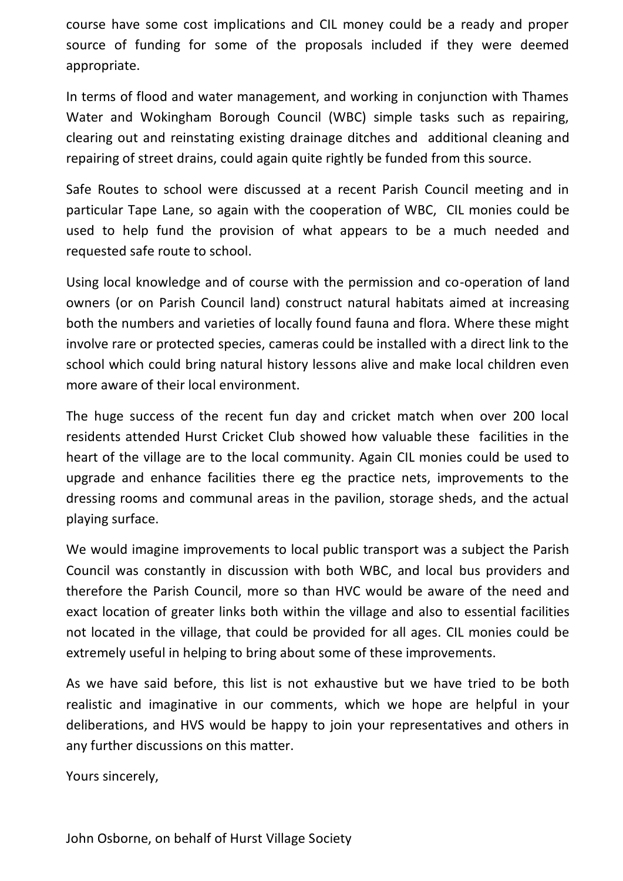course have some cost implications and CIL money could be a ready and proper source of funding for some of the proposals included if they were deemed appropriate.

In terms of flood and water management, and working in conjunction with Thames Water and Wokingham Borough Council (WBC) simple tasks such as repairing, clearing out and reinstating existing drainage ditches and additional cleaning and repairing of street drains, could again quite rightly be funded from this source.

Safe Routes to school were discussed at a recent Parish Council meeting and in particular Tape Lane, so again with the cooperation of WBC, CIL monies could be used to help fund the provision of what appears to be a much needed and requested safe route to school.

Using local knowledge and of course with the permission and co-operation of land owners (or on Parish Council land) construct natural habitats aimed at increasing both the numbers and varieties of locally found fauna and flora. Where these might involve rare or protected species, cameras could be installed with a direct link to the school which could bring natural history lessons alive and make local children even more aware of their local environment.

The huge success of the recent fun day and cricket match when over 200 local residents attended Hurst Cricket Club showed how valuable these facilities in the heart of the village are to the local community. Again CIL monies could be used to upgrade and enhance facilities there eg the practice nets, improvements to the dressing rooms and communal areas in the pavilion, storage sheds, and the actual playing surface.

We would imagine improvements to local public transport was a subject the Parish Council was constantly in discussion with both WBC, and local bus providers and therefore the Parish Council, more so than HVC would be aware of the need and exact location of greater links both within the village and also to essential facilities not located in the village, that could be provided for all ages. CIL monies could be extremely useful in helping to bring about some of these improvements.

As we have said before, this list is not exhaustive but we have tried to be both realistic and imaginative in our comments, which we hope are helpful in your deliberations, and HVS would be happy to join your representatives and others in any further discussions on this matter.

Yours sincerely,

John Osborne, on behalf of Hurst Village Society